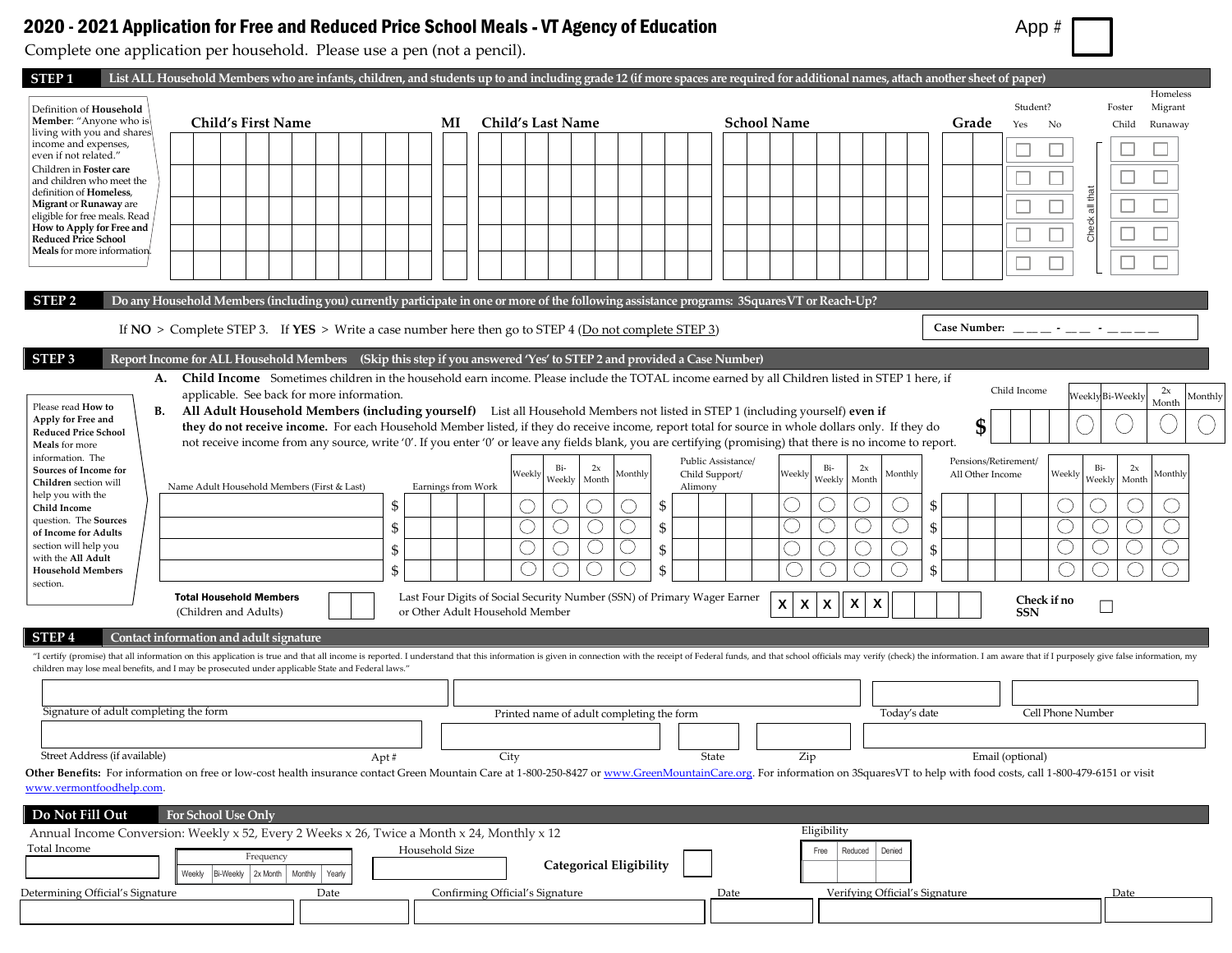# 2020 - 2021 Application for Free and Reduced Price School Meals - VT Agency of Education

App #

Complete one application per household. Please use a pen (not a pencil).

## STEP 1 List ALL Household Members who are infants, children, and students up to and including grade 12 (if more spaces are required for additional names, attach another sheet of paper)

Definition of **Household Member**: "Anyone who is living with you and shares income and expenses, even if not related."

Children in **Foster care** and children who meet the definition of **Homeless**, **Migrant** or **Runaway** are eligible for free meals. Read **How to Apply for Free and Reduced Price School Meals** for more information.

| Child's First Name | MI | Child's Last Name | School Name | Grade | Student? Yes | Student? No | Foster Child | Homeless Migrant Runaway |
|---|---|---|---|---|---|---|---|---|
| | | | | | ☐ | ☐ | ☐ | ☐ |
| | | | | | ☐ | ☐ | ☐ | ☐ |
| | | | | | ☐ | ☐ | ☐ | ☐ |
| | | | | | ☐ | ☐ | ☐ | ☐ |
| | | | | | ☐ | ☐ | ☐ | ☐ |

Check all that apply

## STEP 2 Do any Household Members (including you) currently participate in one or more of the following assistance programs: 3SquaresVT or Reach-Up?

If **NO** > Complete STEP 3. If **YES** > Write a case number here then go to STEP 4 (Do not complete STEP 3)

**Case Number:** ___ ___ ___ - ___ ___ - ___ ___ ___ ___

## STEP 3 Report Income for ALL Household Members (Skip this step if you answered 'Yes' to STEP 2 and provided a Case Number)

Please read **How to Apply for Free and Reduced Price School Meals** for more information. The **Sources of Income for Children** section will help you with the **Child Income** question. The **Sources of Income for Adults** section will help you with the **All Adult Household Members** section.

**A. Child Income** Sometimes children in the household earn income. Please include the TOTAL income earned by all Children listed in STEP 1 here, if applicable. See back for more information.

| Child Income | Weekly | Bi-Weekly | 2x Month | Monthly |
|---|---|---|---|---|
| $ | ○ | ○ | ○ | ○ |

**B. All Adult Household Members (including yourself)** List all Household Members not listed in STEP 1 (including yourself) **even if they do not receive income.** For each Household Member listed, if they do receive income, report total for source in whole dollars only. If they do not receive income from any source, write '0'. If you enter '0' or leave any fields blank, you are certifying (promising) that there is no income to report.

| Name Adult Household Members (First & Last) | Earnings from Work | Weekly | Bi-Weekly | 2x Month | Monthly | Public Assistance/ Child Support/ Alimony | Weekly | Bi-Weekly | 2x Month | Monthly | Pensions/Retirement/ All Other Income | Weekly | Bi-Weekly | 2x Month | Monthly |
|---|---|---|---|---|---|---|---|---|---|---|---|---|---|---|---|
| | $ | ○ | ○ | ○ | ○ | $ | ○ | ○ | ○ | ○ | $ | ○ | ○ | ○ | ○ |
| | $ | ○ | ○ | ○ | ○ | $ | ○ | ○ | ○ | ○ | $ | ○ | ○ | ○ | ○ |
| | $ | ○ | ○ | ○ | ○ | $ | ○ | ○ | ○ | ○ | $ | ○ | ○ | ○ | ○ |
| | $ | ○ | ○ | ○ | ○ | $ | ○ | ○ | ○ | ○ | $ | ○ | ○ | ○ | ○ |

**Total Household Members** (Children and Adults) ______

Last Four Digits of Social Security Number (SSN) of Primary Wager Earner or Other Adult Household Member X X X - X X - ___ ___ ___ ___

**Check if no SSN** ☐

## STEP 4 Contact information and adult signature

"I certify (promise) that all information on this application is true and that all income is reported. I understand that this information is given in connection with the receipt of Federal funds, and that school officials may verify (check) the information. I am aware that if I purposely give false information, my children may lose meal benefits, and I may be prosecuted under applicable State and Federal laws."

Signature of adult completing the form ______ Printed name of adult completing the form ______ Today's date ______ Cell Phone Number ______

Street Address (if available) ______ Apt # ______ City ______ State ______ Zip ______ Email (optional) ______

**Other Benefits:** For information on free or low-cost health insurance contact Green Mountain Care at 1-800-250-8427 or www.GreenMountainCare.org. For information on 3SquaresVT to help with food costs, call 1-800-479-6151 or visit www.vermontfoodhelp.com.

## Do Not Fill Out For School Use Only

Annual Income Conversion: Weekly x 52, Every 2 Weeks x 26, Twice a Month x 24, Monthly x 12

Total Income ______

| Frequency | | | | |
|---|---|---|---|---|
| Weekly | Bi-Weekly | 2x Month | Monthly | Yearly |

Household Size ______

**Categorical Eligibility** ☐

| Eligibility | | |
|---|---|---|
| Free | Reduced | Denied |
| | | |

Determining Official's Signature ______ Date ______ Confirming Official's Signature ______ Date ______ Verifying Official's Signature ______ Date ______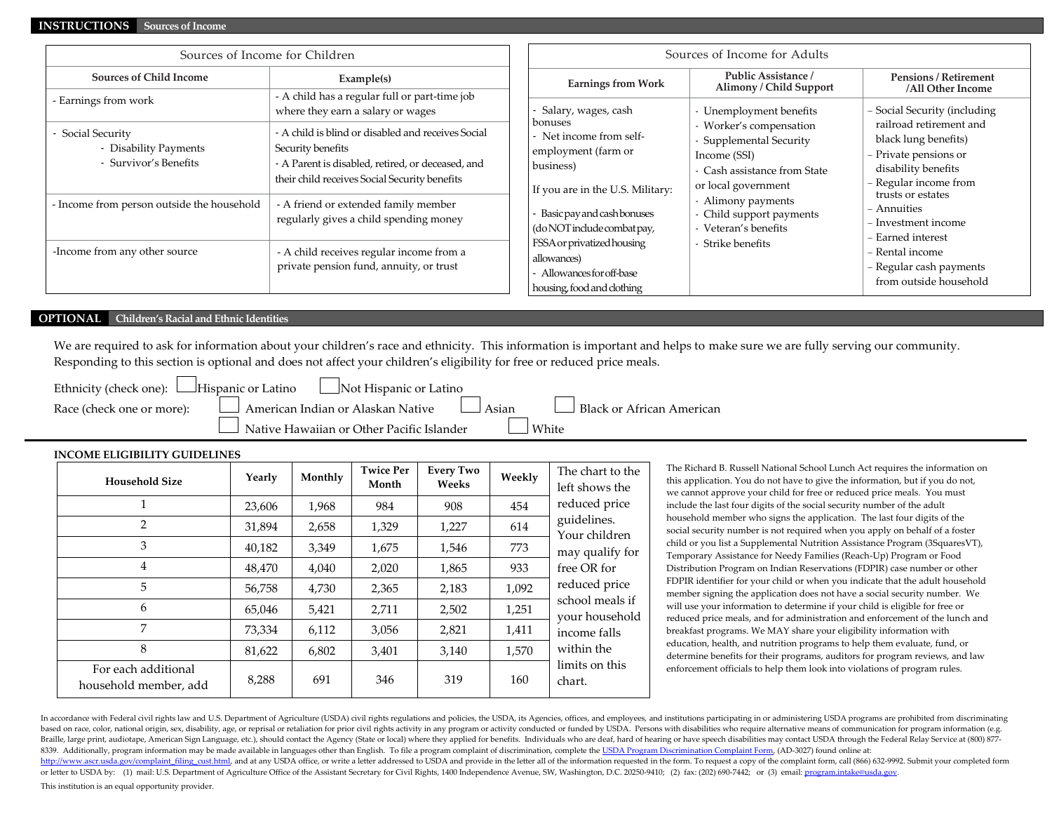## INSTRUCTIONS Sources of Income

### Sources of Income for Children

| Sources of Child Income | Example(s) |
|---|---|
| - Earnings from work | - A child has a regular full or part-time job where they earn a salary or wages |
| - Social Security<br>- Disability Payments<br>- Survivor's Benefits | - A child is blind or disabled and receives Social Security benefits<br>- A Parent is disabled, retired, or deceased, and their child receives Social Security benefits |
| - Income from person outside the household | - A friend or extended family member regularly gives a child spending money |
| -Income from any other source | - A child receives regular income from a private pension fund, annuity, or trust |

### Sources of Income for Adults

| Earnings from Work | Public Assistance / Alimony / Child Support | Pensions / Retirement /All Other Income |
|---|---|---|
| - Salary, wages, cash bonuses<br>- Net income from self-employment (farm or business)<br><br>If you are in the U.S. Military:<br><br>- Basic pay and cash bonuses (do NOT include combat pay, FSSA or privatized housing allowances)<br>- Allowances for off-base housing, food and clothing | - Unemployment benefits<br>- Worker's compensation<br>- Supplemental Security Income (SSI)<br>- Cash assistance from State or local government<br>- Alimony payments<br>- Child support payments<br>- Veteran's benefits<br>- Strike benefits | – Social Security (including railroad retirement and black lung benefits)<br>– Private pensions or disability benefits<br>– Regular income from trusts or estates<br>– Annuities<br>– Investment income<br>– Earned interest<br>– Rental income<br>– Regular cash payments from outside household |

## OPTIONAL Children's Racial and Ethnic Identities

We are required to ask for information about your children's race and ethnicity. This information is important and helps to make sure we are fully serving our community. Responding to this section is optional and does not affect your children's eligibility for free or reduced price meals.

Ethnicity (check one): ☐ Hispanic or Latino ☐ Not Hispanic or Latino

Race (check one or more): ☐ American Indian or Alaskan Native ☐ Asian ☐ Black or African American ☐ Native Hawaiian or Other Pacific Islander ☐ White

### INCOME ELIGIBILITY GUIDELINES

| Household Size | Yearly | Monthly | Twice Per Month | Every Two Weeks | Weekly |
|---|---|---|---|---|---|
| 1 | 23,606 | 1,968 | 984 | 908 | 454 |
| 2 | 31,894 | 2,658 | 1,329 | 1,227 | 614 |
| 3 | 40,182 | 3,349 | 1,675 | 1,546 | 773 |
| 4 | 48,470 | 4,040 | 2,020 | 1,865 | 933 |
| 5 | 56,758 | 4,730 | 2,365 | 2,183 | 1,092 |
| 6 | 65,046 | 5,421 | 2,711 | 2,502 | 1,251 |
| 7 | 73,334 | 6,112 | 3,056 | 2,821 | 1,411 |
| 8 | 81,622 | 6,802 | 3,401 | 3,140 | 1,570 |
| For each additional household member, add | 8,288 | 691 | 346 | 319 | 160 |

The chart to the left shows the reduced price guidelines. Your children may qualify for free OR for reduced price school meals if your household income falls within the limits on this chart.

The Richard B. Russell National School Lunch Act requires the information on this application. You do not have to give the information, but if you do not, we cannot approve your child for free or reduced price meals. You must include the last four digits of the social security number of the adult household member who signs the application. The last four digits of the social security number is not required when you apply on behalf of a foster child or you list a Supplemental Nutrition Assistance Program (3SquaresVT), Temporary Assistance for Needy Families (Reach-Up) Program or Food Distribution Program on Indian Reservations (FDPIR) case number or other FDPIR identifier for your child or when you indicate that the adult household member signing the application does not have a social security number. We will use your information to determine if your child is eligible for free or reduced price meals, and for administration and enforcement of the lunch and breakfast programs. We MAY share your eligibility information with education, health, and nutrition programs to help them evaluate, fund, or determine benefits for their programs, auditors for program reviews, and law enforcement officials to help them look into violations of program rules.

In accordance with Federal civil rights law and U.S. Department of Agriculture (USDA) civil rights regulations and policies, the USDA, its Agencies, offices, and employees, and institutions participating in or administering USDA programs are prohibited from discriminating based on race, color, national origin, sex, disability, age, or reprisal or retaliation for prior civil rights activity in any program or activity conducted or funded by USDA. Persons with disabilities who require alternative means of communication for program information (e.g. Braille, large print, audiotape, American Sign Language, etc.), should contact the Agency (State or local) where they applied for benefits. Individuals who are deaf, hard of hearing or have speech disabilities may contact USDA through the Federal Relay Service at (800) 877-8339. Additionally, program information may be made available in languages other than English. To file a program complaint of discrimination, complete the USDA Program Discrimination Complaint Form, (AD-3027) found online at: http://www.ascr.usda.gov/complaint_filing_cust.html, and at any USDA office, or write a letter addressed to USDA and provide in the letter all of the information requested in the form. To request a copy of the complaint form, call (866) 632-9992. Submit your completed form or letter to USDA by: (1) mail: U.S. Department of Agriculture Office of the Assistant Secretary for Civil Rights, 1400 Independence Avenue, SW, Washington, D.C. 20250-9410; (2) fax: (202) 690-7442; or (3) email: program.intake@usda.gov.

This institution is an equal opportunity provider.